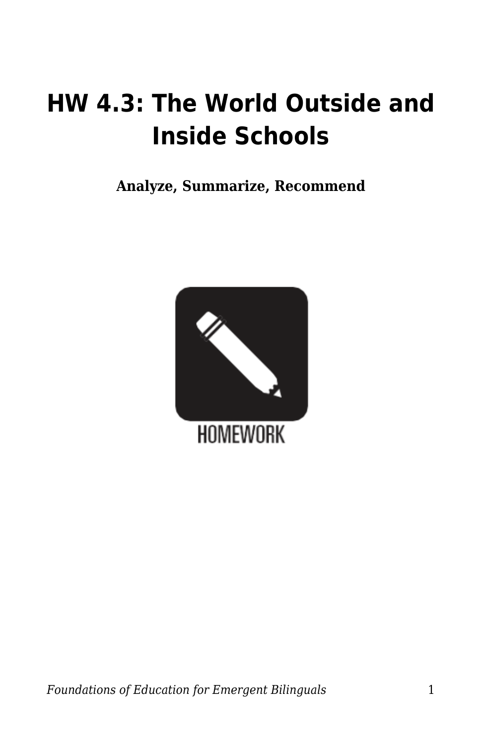# HW 4.3: The World Outside and Inside Schools

**Analyze, Summarize, Recommend**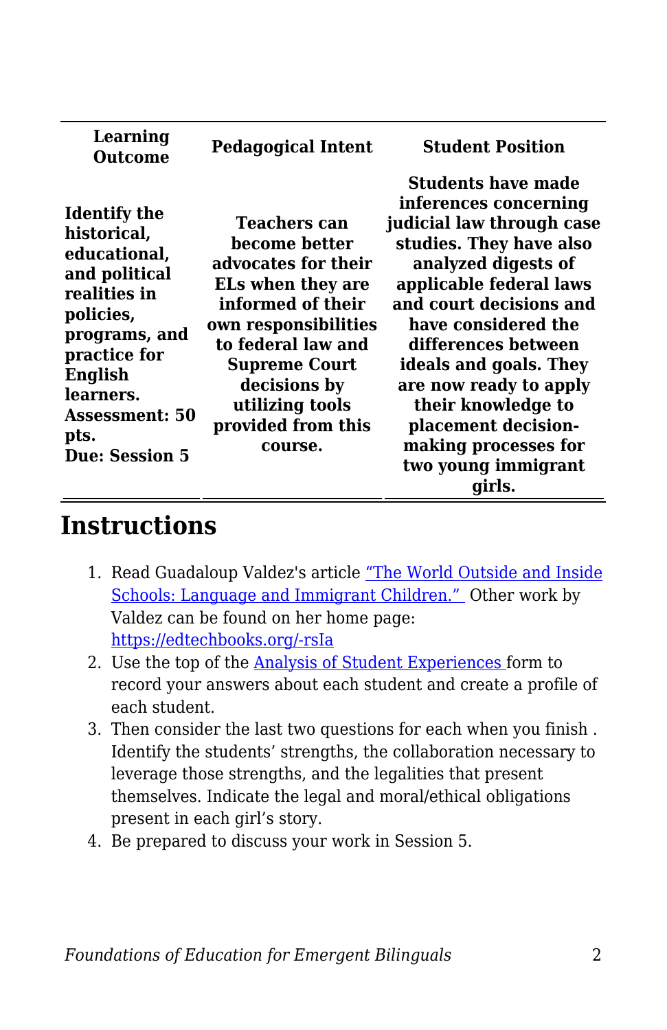| Learning Outcome | Pedagogical Intent | Student Position |
|---|---|---|
| **Identify the historical, educational, and political realities in policies, programs, and practice for English learners.** **Assessment: 50 pts.** **Due: Session 5** | **Teachers can become better advocates for their ELs when they are informed of their own responsibilities to federal law and Supreme Court decisions by utilizing tools provided from this course.** | **Students have made inferences concerning judicial law through case studies. They have also analyzed digests of applicable federal laws and court decisions and have considered the differences between ideals and goals. They are now ready to apply their knowledge to placement decision-making processes for two young immigrant girls.** |

## Instructions

1. Read Guadaloup Valdez's article [“The World Outside and Inside Schools: Language and Immigrant Children.”](#) Other work by Valdez can be found on her home page: https://edtechbooks.org/-rsIa
2. Use the top of the [Analysis of Student Experiences](#) form to record your answers about each student and create a profile of each student.
3. Then consider the last two questions for each when you finish . Identify the students’ strengths, the collaboration necessary to leverage those strengths, and the legalities that present themselves. Indicate the legal and moral/ethical obligations present in each girl’s story.
4. Be prepared to discuss your work in Session 5.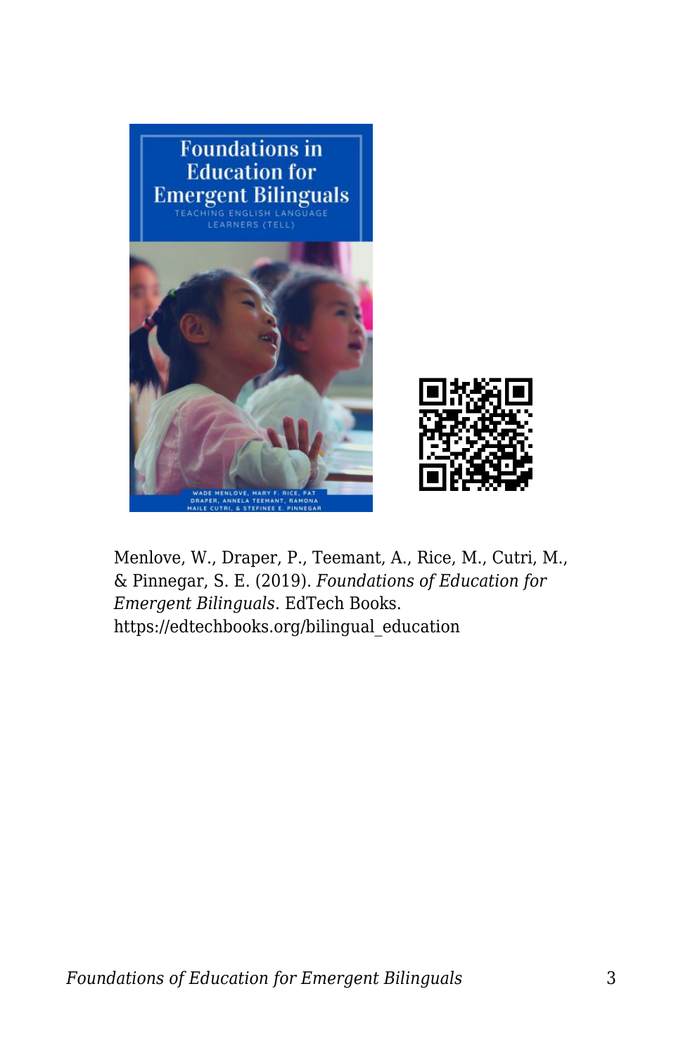Menlove, W., Draper, P., Teemant, A., Rice, M., Cutri, M., & Pinnegar, S. E. (2019). *Foundations of Education for Emergent Bilinguals*. EdTech Books. https://edtechbooks.org/bilingual_education